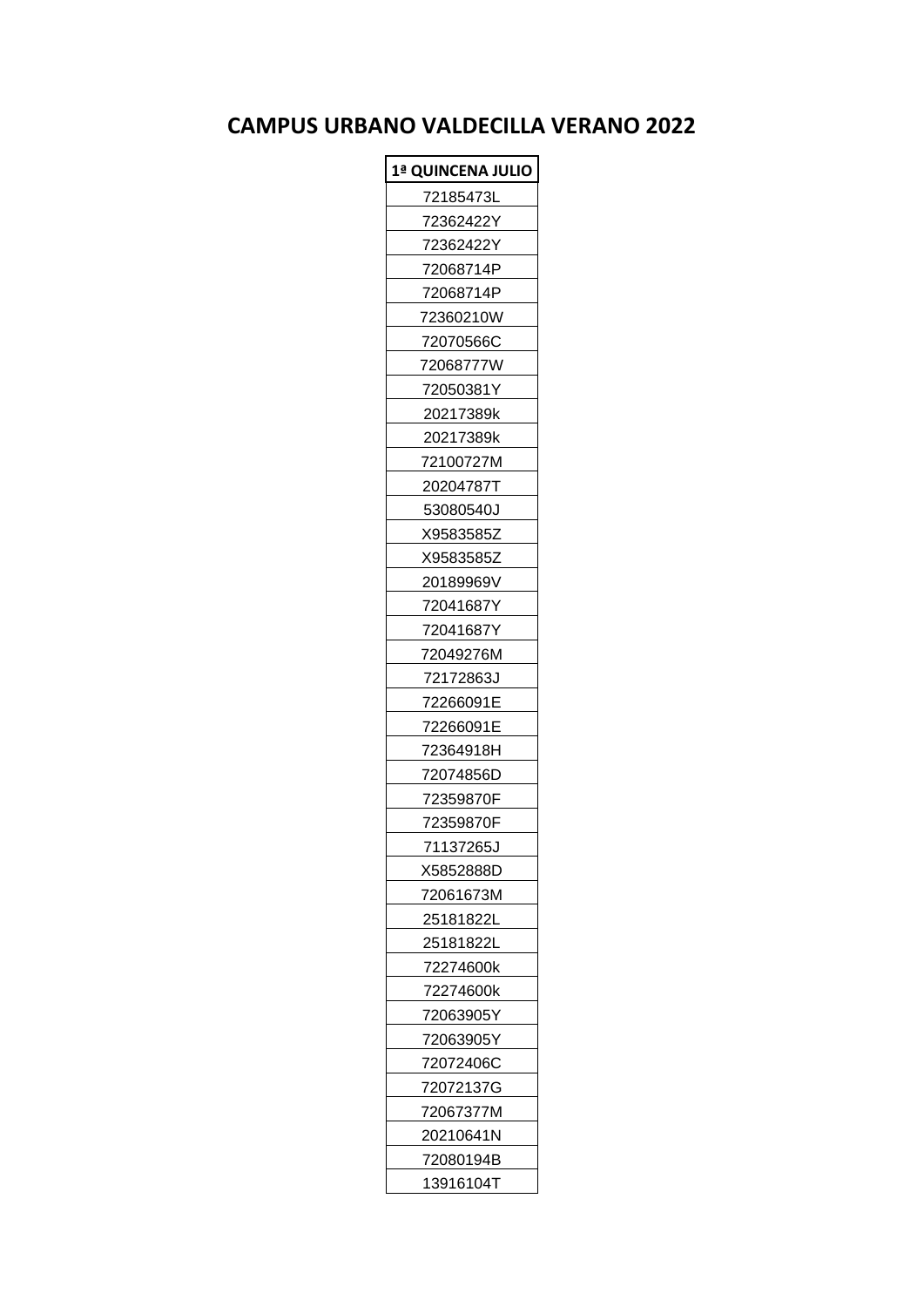# CAMPUS URBANO VALDECILLA VERANO 2022

| 1ª QUINCENA JULIO |
|---|
| 72185473L |
| 72362422Y |
| 72362422Y |
| 72068714P |
| 72068714P |
| 72360210W |
| 72070566C |
| 72068777W |
| 72050381Y |
| 20217389k |
| 20217389k |
| 72100727M |
| 20204787T |
| 53080540J |
| X9583585Z |
| X9583585Z |
| 20189969V |
| 72041687Y |
| 72041687Y |
| 72049276M |
| 72172863J |
| 72266091E |
| 72266091E |
| 72364918H |
| 72074856D |
| 72359870F |
| 72359870F |
| 71137265J |
| X5852888D |
| 72061673M |
| 25181822L |
| 25181822L |
| 72274600k |
| 72274600k |
| 72063905Y |
| 72063905Y |
| 72072406C |
| 72072137G |
| 72067377M |
| 20210641N |
| 72080194B |
| 13916104T |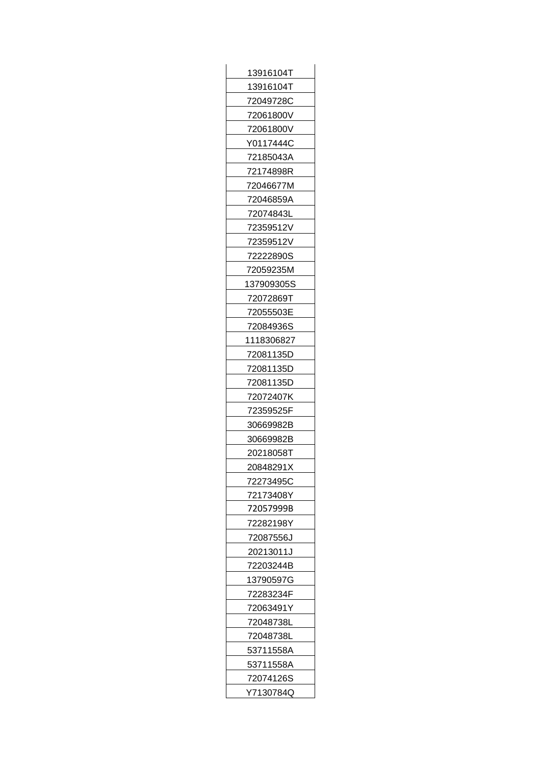| 13916104T |
|---|
| 13916104T |
| 72049728C |
| 72061800V |
| 72061800V |
| Y0117444C |
| 72185043A |
| 72174898R |
| 72046677M |
| 72046859A |
| 72074843L |
| 72359512V |
| 72359512V |
| 72222890S |
| 72059235M |
| 137909305S |
| 72072869T |
| 72055503E |
| 72084936S |
| 1118306827 |
| 72081135D |
| 72081135D |
| 72081135D |
| 72072407K |
| 72359525F |
| 30669982B |
| 30669982B |
| 20218058T |
| 20848291X |
| 72273495C |
| 72173408Y |
| 72057999B |
| 72282198Y |
| 72087556J |
| 20213011J |
| 72203244B |
| 13790597G |
| 72283234F |
| 72063491Y |
| 72048738L |
| 72048738L |
| 53711558A |
| 53711558A |
| 72074126S |
| Y7130784Q |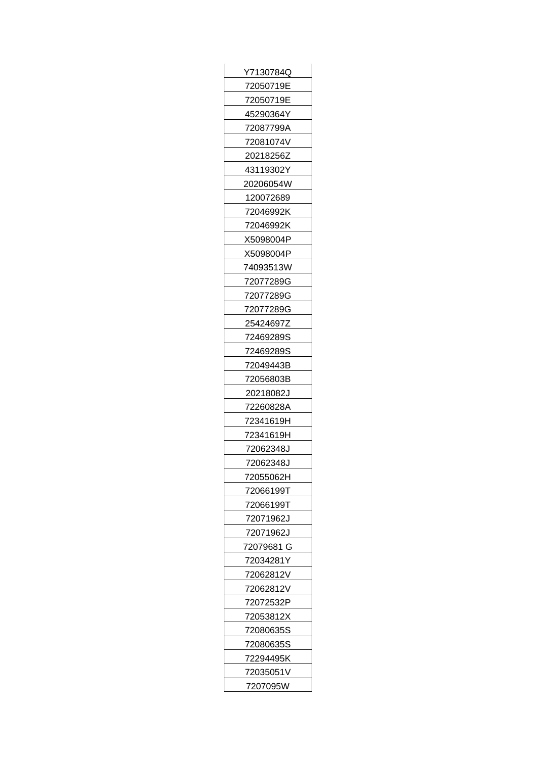| Y7130784Q |
|---|
| 72050719E |
| 72050719E |
| 45290364Y |
| 72087799A |
| 72081074V |
| 20218256Z |
| 43119302Y |
| 20206054W |
| 120072689 |
| 72046992K |
| 72046992K |
| X5098004P |
| X5098004P |
| 74093513W |
| 72077289G |
| 72077289G |
| 72077289G |
| 25424697Z |
| 72469289S |
| 72469289S |
| 72049443B |
| 72056803B |
| 20218082J |
| 72260828A |
| 72341619H |
| 72341619H |
| 72062348J |
| 72062348J |
| 72055062H |
| 72066199T |
| 72066199T |
| 72071962J |
| 72071962J |
| 72079681 G |
| 72034281Y |
| 72062812V |
| 72062812V |
| 72072532P |
| 72053812X |
| 72080635S |
| 72080635S |
| 72294495K |
| 72035051V |
| 7207095W |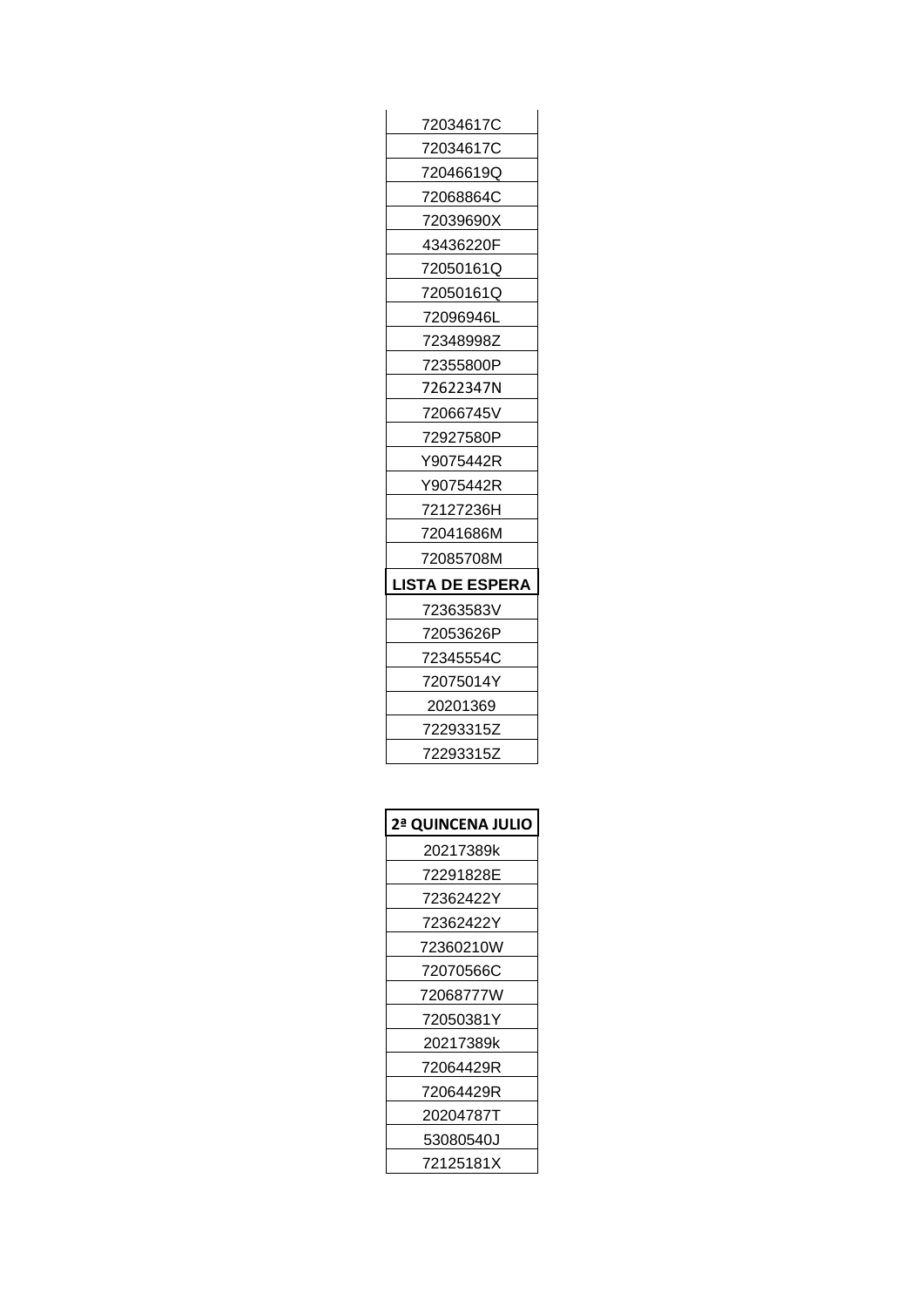| 72034617C |
| --- |
| 72034617C |
| 72046619Q |
| 72068864C |
| 72039690X |
| 43436220F |
| 72050161Q |
| 72050161Q |
| 72096946L |
| 72348998Z |
| 72355800P |
| 72622347N |
| 72066745V |
| 72927580P |
| Y9075442R |
| Y9075442R |
| 72127236H |
| 72041686M |
| 72085708M |
| **LISTA DE ESPERA** |
| 72363583V |
| 72053626P |
| 72345554C |
| 72075014Y |
| 20201369 |
| 72293315Z |
| 72293315Z |

| 2ª QUINCENA JULIO |
| --- |
| 20217389k |
| 72291828E |
| 72362422Y |
| 72362422Y |
| 72360210W |
| 72070566C |
| 72068777W |
| 72050381Y |
| 20217389k |
| 72064429R |
| 72064429R |
| 20204787T |
| 53080540J |
| 72125181X |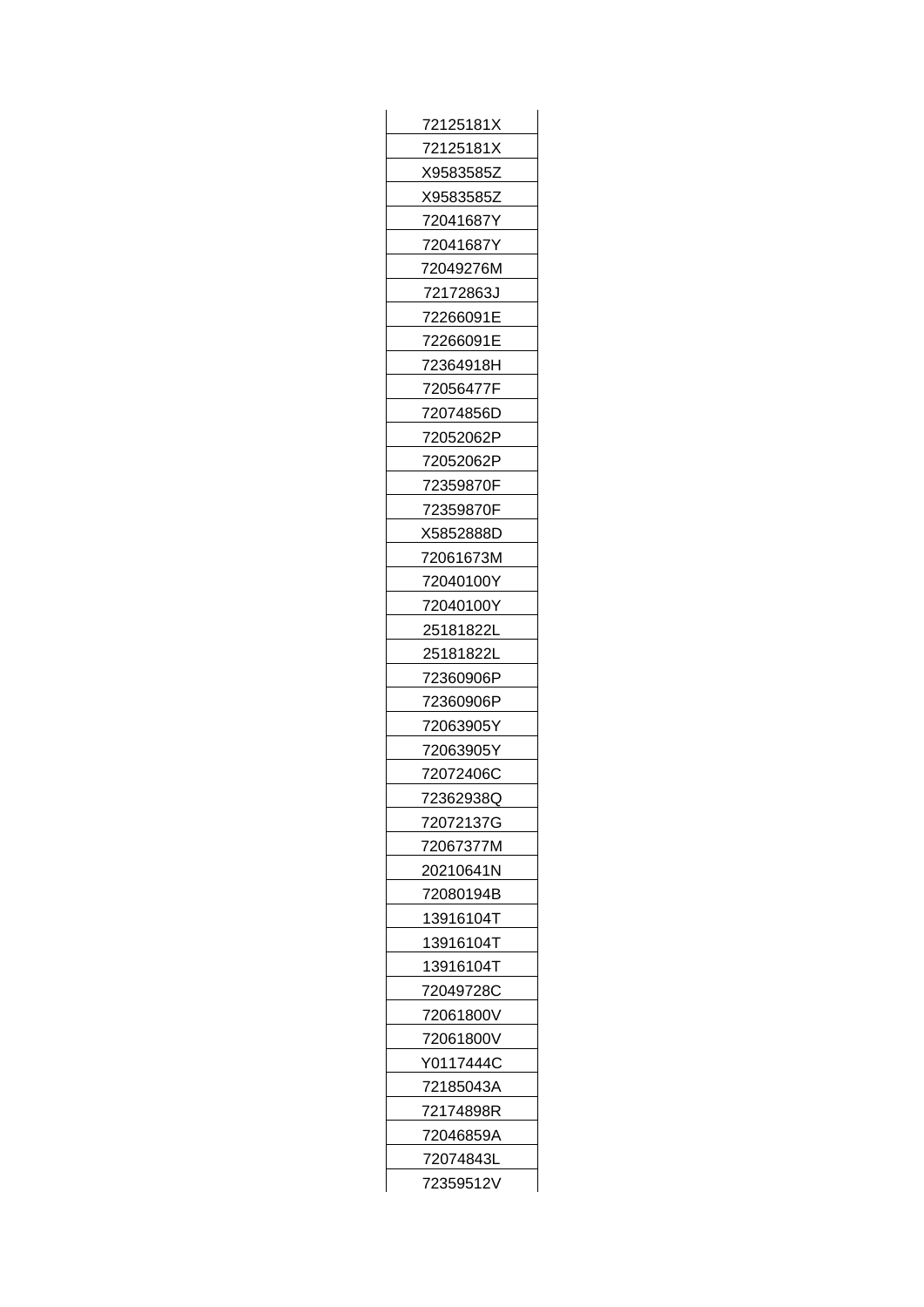| 72125181X |
|---|
| 72125181X |
| X9583585Z |
| X9583585Z |
| 72041687Y |
| 72041687Y |
| 72049276M |
| 72172863J |
| 72266091E |
| 72266091E |
| 72364918H |
| 72056477F |
| 72074856D |
| 72052062P |
| 72052062P |
| 72359870F |
| 72359870F |
| X5852888D |
| 72061673M |
| 72040100Y |
| 72040100Y |
| 25181822L |
| 25181822L |
| 72360906P |
| 72360906P |
| 72063905Y |
| 72063905Y |
| 72072406C |
| 72362938Q |
| 72072137G |
| 72067377M |
| 20210641N |
| 72080194B |
| 13916104T |
| 13916104T |
| 13916104T |
| 72049728C |
| 72061800V |
| 72061800V |
| Y0117444C |
| 72185043A |
| 72174898R |
| 72046859A |
| 72074843L |
| 72359512V |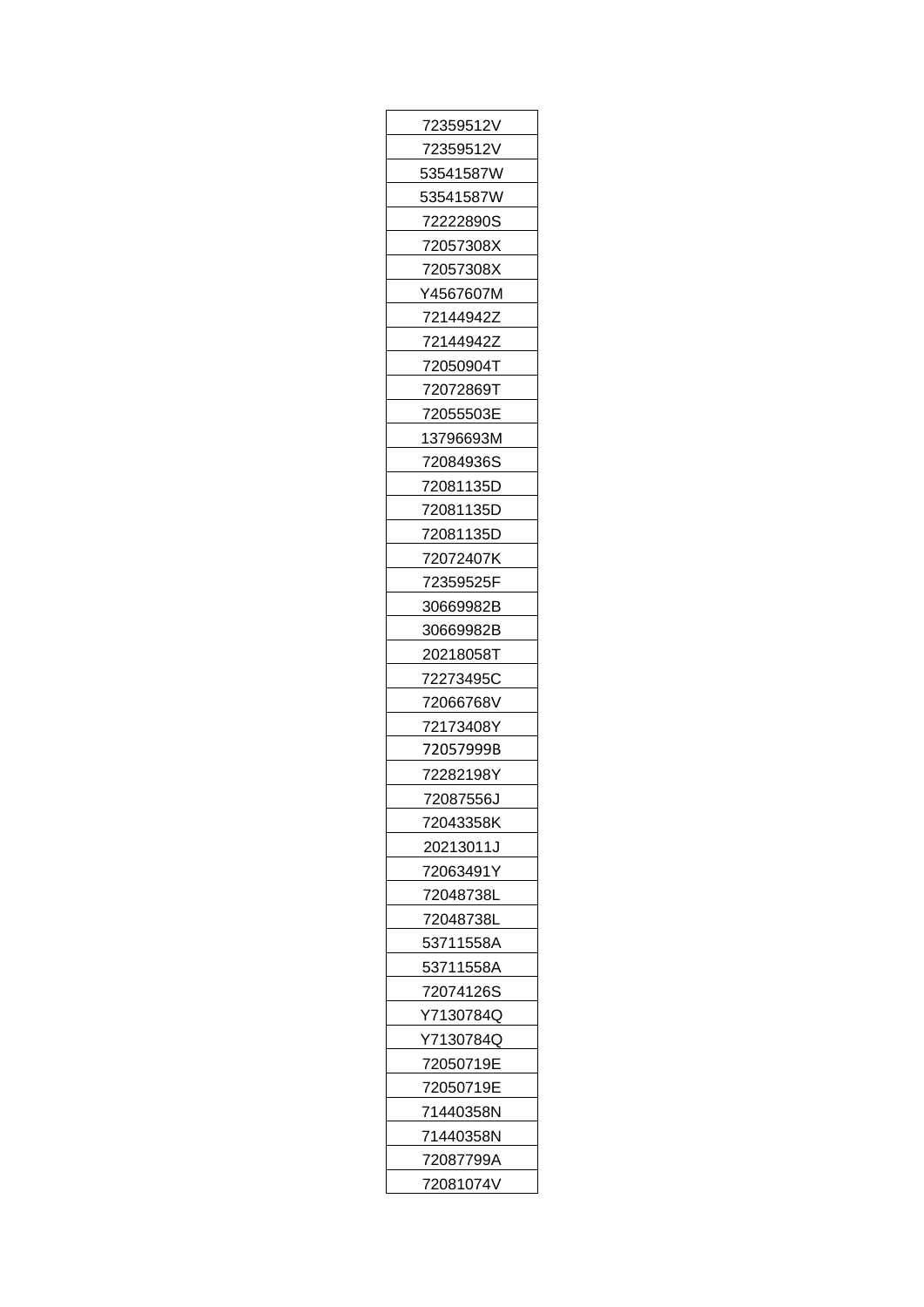| 72359512V |
|---|
| 72359512V |
| 53541587W |
| 53541587W |
| 72222890S |
| 72057308X |
| 72057308X |
| Y4567607M |
| 72144942Z |
| 72144942Z |
| 72050904T |
| 72072869T |
| 72055503E |
| 13796693M |
| 72084936S |
| 72081135D |
| 72081135D |
| 72081135D |
| 72072407K |
| 72359525F |
| 30669982B |
| 30669982B |
| 20218058T |
| 72273495C |
| 72066768V |
| 72173408Y |
| 72057999B |
| 72282198Y |
| 72087556J |
| 72043358K |
| 20213011J |
| 72063491Y |
| 72048738L |
| 72048738L |
| 53711558A |
| 53711558A |
| 72074126S |
| Y7130784Q |
| Y7130784Q |
| 72050719E |
| 72050719E |
| 71440358N |
| 71440358N |
| 72087799A |
| 72081074V |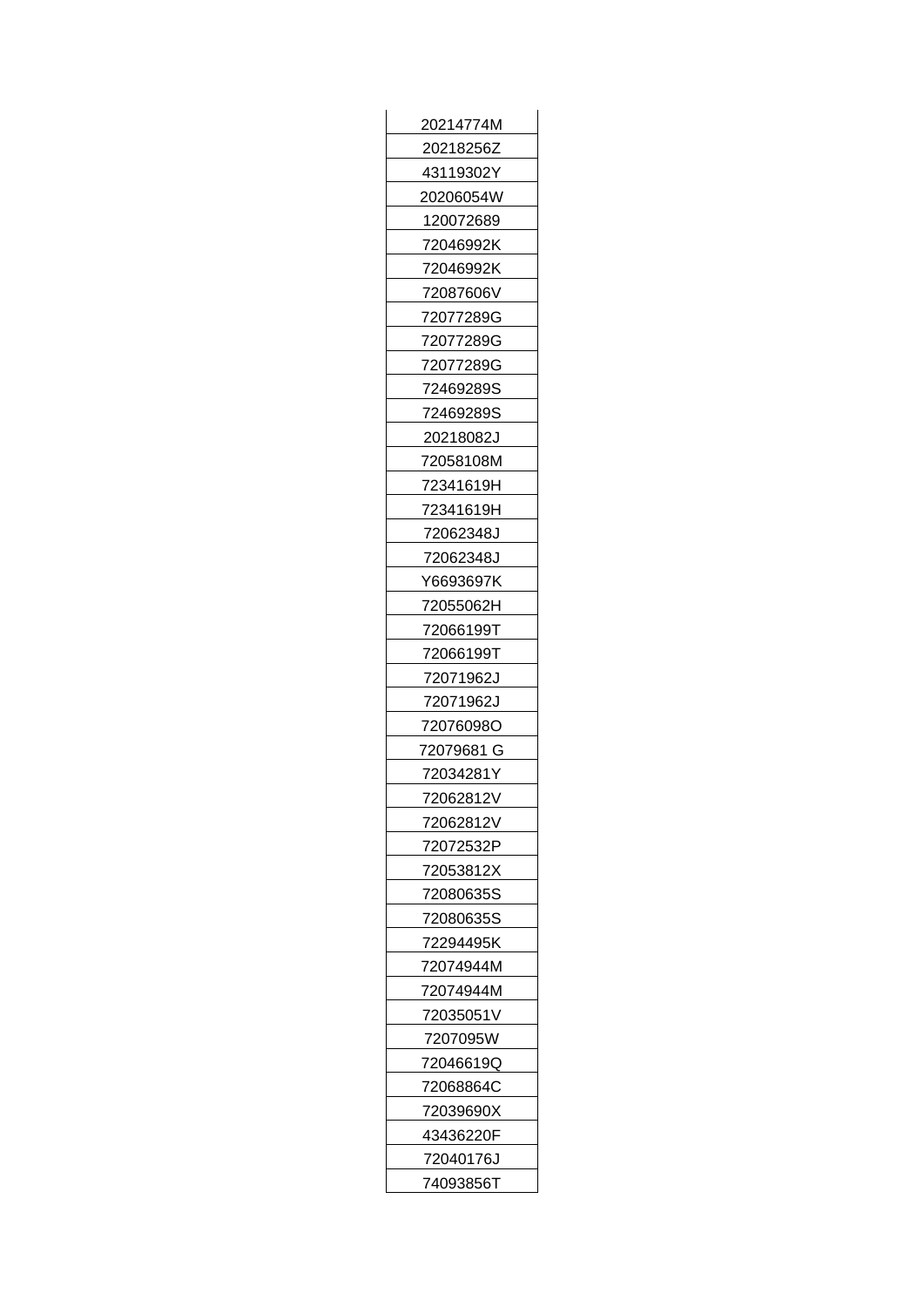| 20214774M |
|---|
| 20218256Z |
| 43119302Y |
| 20206054W |
| 120072689 |
| 72046992K |
| 72046992K |
| 72087606V |
| 72077289G |
| 72077289G |
| 72077289G |
| 72469289S |
| 72469289S |
| 20218082J |
| 72058108M |
| 72341619H |
| 72341619H |
| 72062348J |
| 72062348J |
| Y6693697K |
| 72055062H |
| 72066199T |
| 72066199T |
| 72071962J |
| 72071962J |
| 72076098O |
| 72079681 G |
| 72034281Y |
| 72062812V |
| 72062812V |
| 72072532P |
| 72053812X |
| 72080635S |
| 72080635S |
| 72294495K |
| 72074944M |
| 72074944M |
| 72035051V |
| 7207095W |
| 72046619Q |
| 72068864C |
| 72039690X |
| 43436220F |
| 72040176J |
| 74093856T |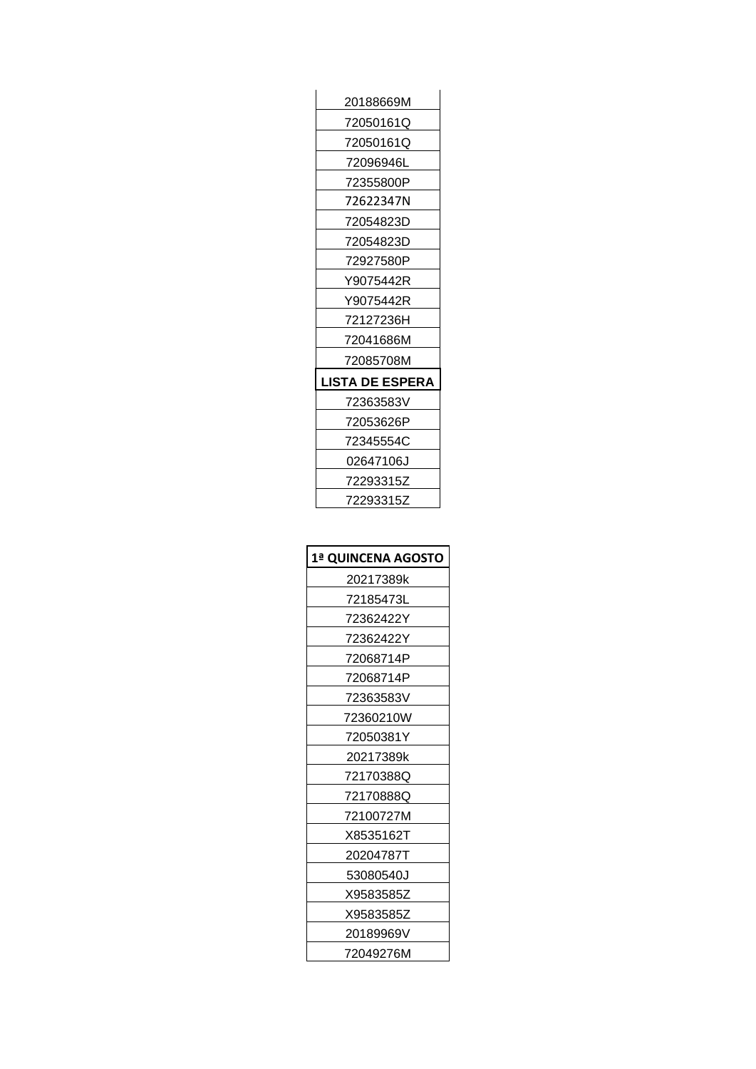| 20188669M |
| --- |
| 72050161Q |
| 72050161Q |
| 72096946L |
| 72355800P |
| 72622347N |
| 72054823D |
| 72054823D |
| 72927580P |
| Y9075442R |
| Y9075442R |
| 72127236H |
| 72041686M |
| 72085708M |
| **LISTA DE ESPERA** |
| 72363583V |
| 72053626P |
| 72345554C |
| 02647106J |
| 72293315Z |
| 72293315Z |

| 1ª QUINCENA AGOSTO |
| --- |
| 20217389k |
| 72185473L |
| 72362422Y |
| 72362422Y |
| 72068714P |
| 72068714P |
| 72363583V |
| 72360210W |
| 72050381Y |
| 20217389k |
| 72170388Q |
| 72170888Q |
| 72100727M |
| X8535162T |
| 20204787T |
| 53080540J |
| X9583585Z |
| X9583585Z |
| 20189969V |
| 72049276M |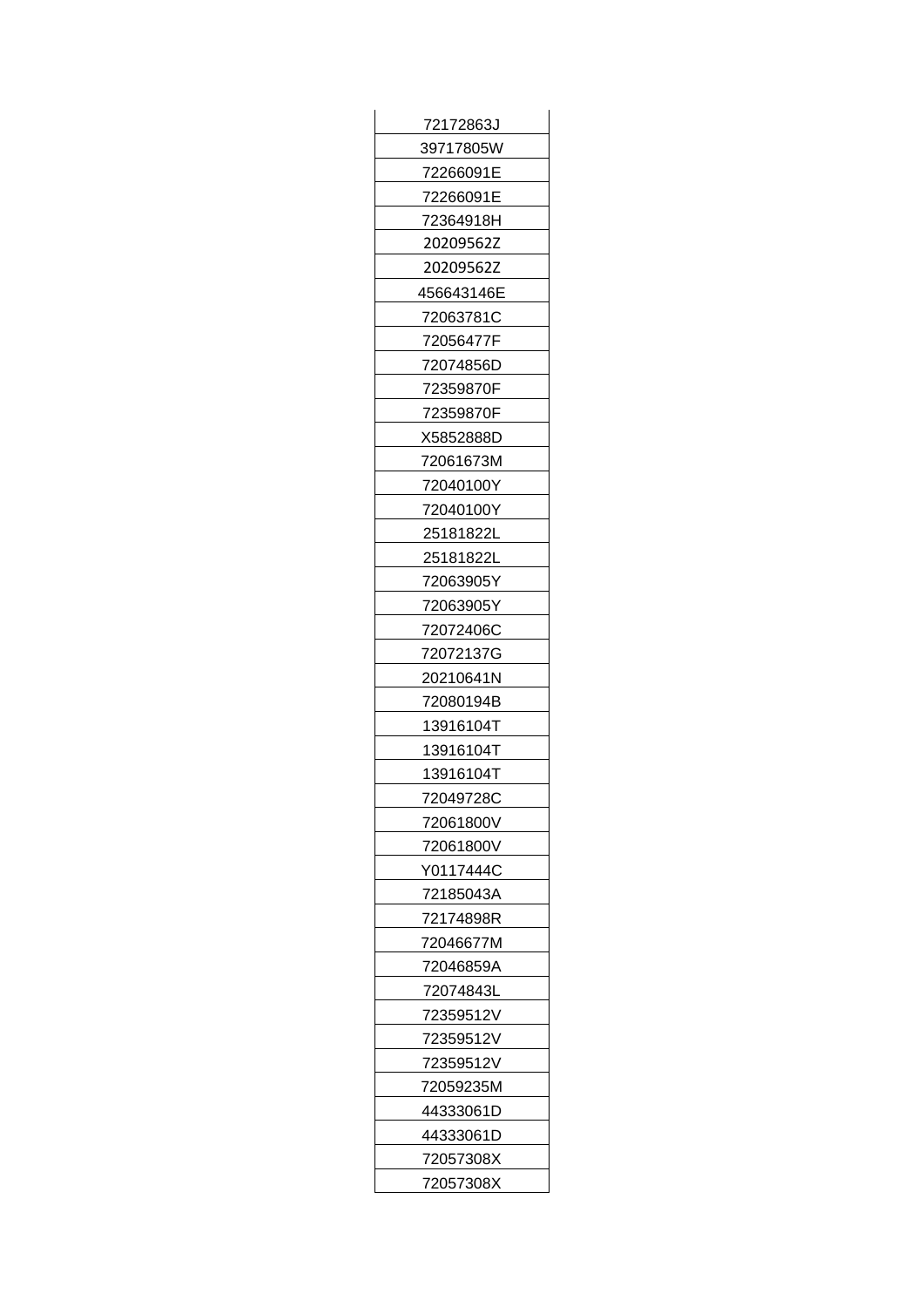| 72172863J |
|---|
| 39717805W |
| 72266091E |
| 72266091E |
| 72364918H |
| 20209562Z |
| 20209562Z |
| 456643146E |
| 72063781C |
| 72056477F |
| 72074856D |
| 72359870F |
| 72359870F |
| X5852888D |
| 72061673M |
| 72040100Y |
| 72040100Y |
| 25181822L |
| 25181822L |
| 72063905Y |
| 72063905Y |
| 72072406C |
| 72072137G |
| 20210641N |
| 72080194B |
| 13916104T |
| 13916104T |
| 13916104T |
| 72049728C |
| 72061800V |
| 72061800V |
| Y0117444C |
| 72185043A |
| 72174898R |
| 72046677M |
| 72046859A |
| 72074843L |
| 72359512V |
| 72359512V |
| 72359512V |
| 72059235M |
| 44333061D |
| 44333061D |
| 72057308X |
| 72057308X |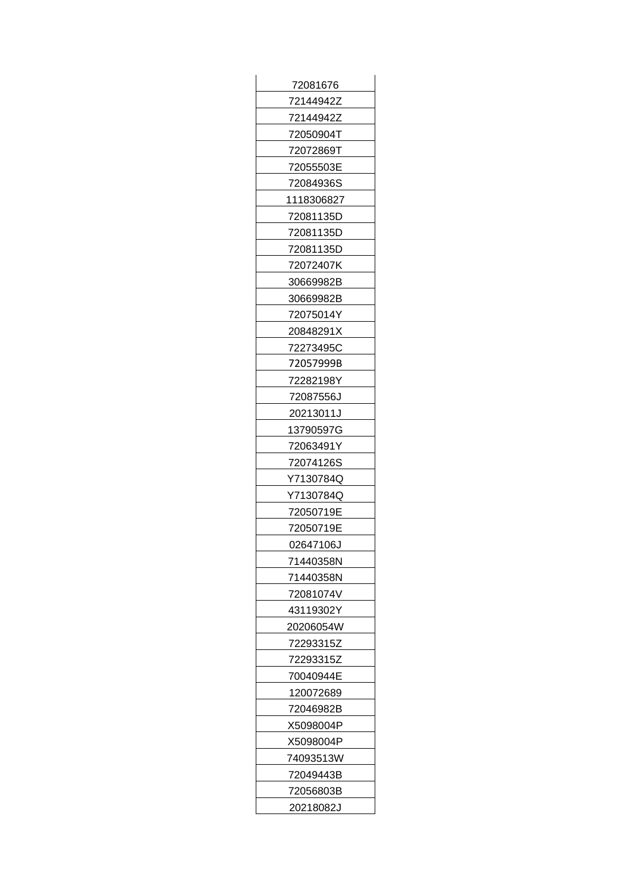| 72081676 |
|---|
| 72144942Z |
| 72144942Z |
| 72050904T |
| 72072869T |
| 72055503E |
| 72084936S |
| 1118306827 |
| 72081135D |
| 72081135D |
| 72081135D |
| 72072407K |
| 30669982B |
| 30669982B |
| 72075014Y |
| 20848291X |
| 72273495C |
| 72057999B |
| 72282198Y |
| 72087556J |
| 20213011J |
| 13790597G |
| 72063491Y |
| 72074126S |
| Y7130784Q |
| Y7130784Q |
| 72050719E |
| 72050719E |
| 02647106J |
| 71440358N |
| 71440358N |
| 72081074V |
| 43119302Y |
| 20206054W |
| 72293315Z |
| 72293315Z |
| 70040944E |
| 120072689 |
| 72046982B |
| X5098004P |
| X5098004P |
| 74093513W |
| 72049443B |
| 72056803B |
| 20218082J |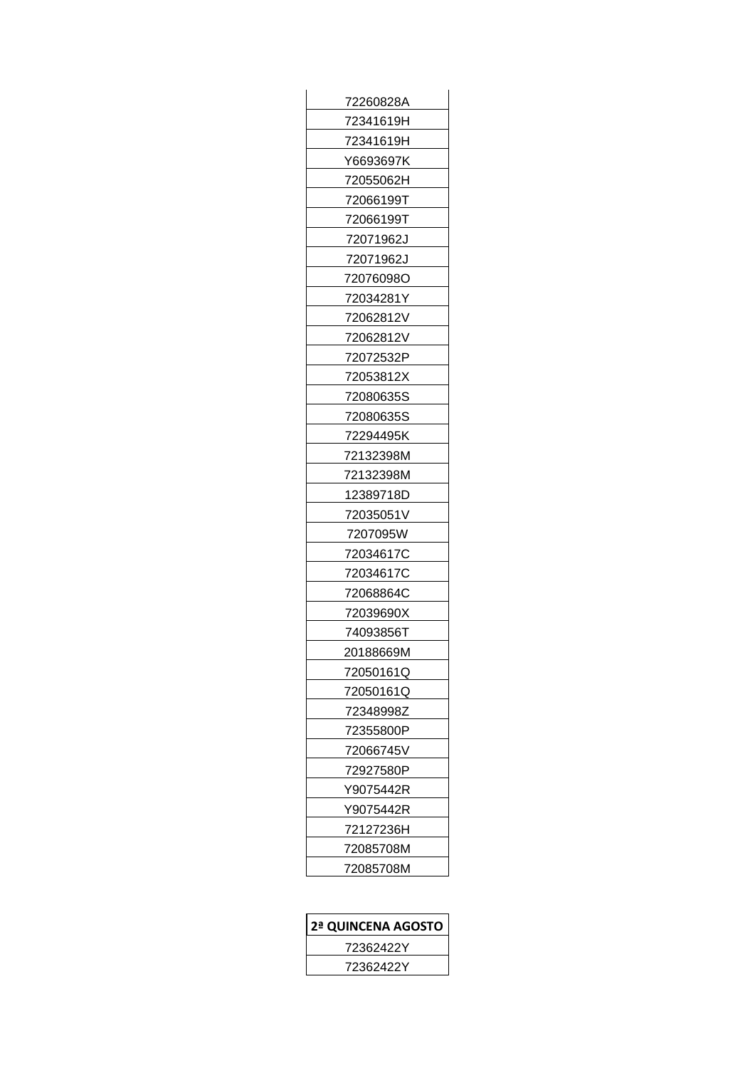| 72260828A |
| --- |
| 72341619H |
| 72341619H |
| Y6693697K |
| 72055062H |
| 72066199T |
| 72066199T |
| 72071962J |
| 72071962J |
| 72076098O |
| 72034281Y |
| 72062812V |
| 72062812V |
| 72072532P |
| 72053812X |
| 72080635S |
| 72080635S |
| 72294495K |
| 72132398M |
| 72132398M |
| 12389718D |
| 72035051V |
| 7207095W |
| 72034617C |
| 72034617C |
| 72068864C |
| 72039690X |
| 74093856T |
| 20188669M |
| 72050161Q |
| 72050161Q |
| 72348998Z |
| 72355800P |
| 72066745V |
| 72927580P |
| Y9075442R |
| Y9075442R |
| 72127236H |
| 72085708M |
| 72085708M |

| **2ª QUINCENA AGOSTO** |
| --- |
| 72362422Y |
| 72362422Y |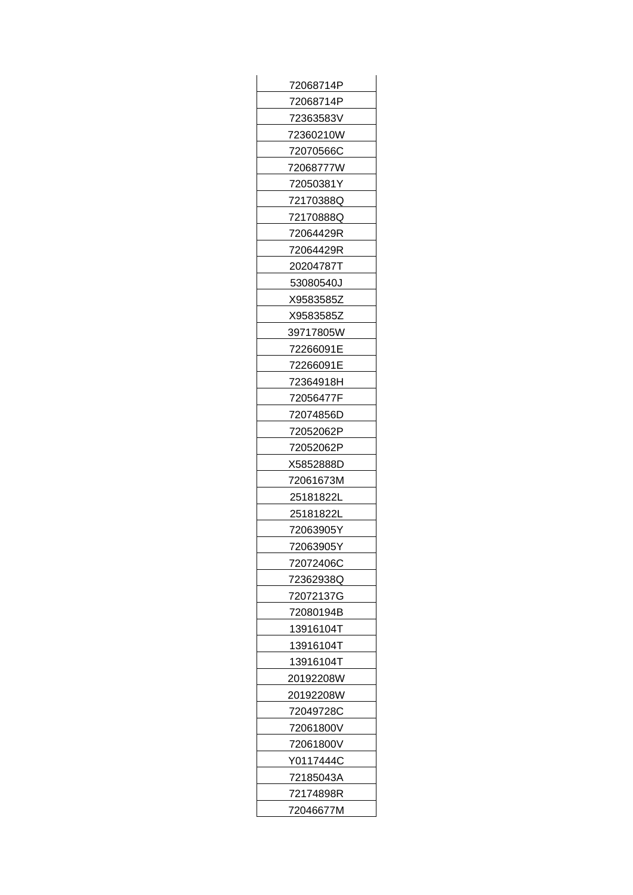| 72068714P |
|---|
| 72068714P |
| 72363583V |
| 72360210W |
| 72070566C |
| 72068777W |
| 72050381Y |
| 72170388Q |
| 72170888Q |
| 72064429R |
| 72064429R |
| 20204787T |
| 53080540J |
| X9583585Z |
| X9583585Z |
| 39717805W |
| 72266091E |
| 72266091E |
| 72364918H |
| 72056477F |
| 72074856D |
| 72052062P |
| 72052062P |
| X5852888D |
| 72061673M |
| 25181822L |
| 25181822L |
| 72063905Y |
| 72063905Y |
| 72072406C |
| 72362938Q |
| 72072137G |
| 72080194B |
| 13916104T |
| 13916104T |
| 13916104T |
| 20192208W |
| 20192208W |
| 72049728C |
| 72061800V |
| 72061800V |
| Y0117444C |
| 72185043A |
| 72174898R |
| 72046677M |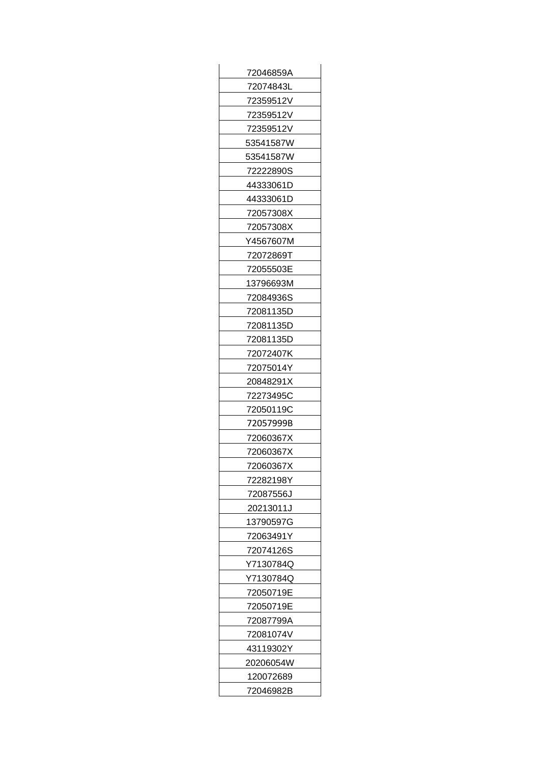| 72046859A |
|---|
| 72074843L |
| 72359512V |
| 72359512V |
| 72359512V |
| 53541587W |
| 53541587W |
| 72222890S |
| 44333061D |
| 44333061D |
| 72057308X |
| 72057308X |
| Y4567607M |
| 72072869T |
| 72055503E |
| 13796693M |
| 72084936S |
| 72081135D |
| 72081135D |
| 72081135D |
| 72072407K |
| 72075014Y |
| 20848291X |
| 72273495C |
| 72050119C |
| 72057999B |
| 72060367X |
| 72060367X |
| 72060367X |
| 72282198Y |
| 72087556J |
| 20213011J |
| 13790597G |
| 72063491Y |
| 72074126S |
| Y7130784Q |
| Y7130784Q |
| 72050719E |
| 72050719E |
| 72087799A |
| 72081074V |
| 43119302Y |
| 20206054W |
| 120072689 |
| 72046982B |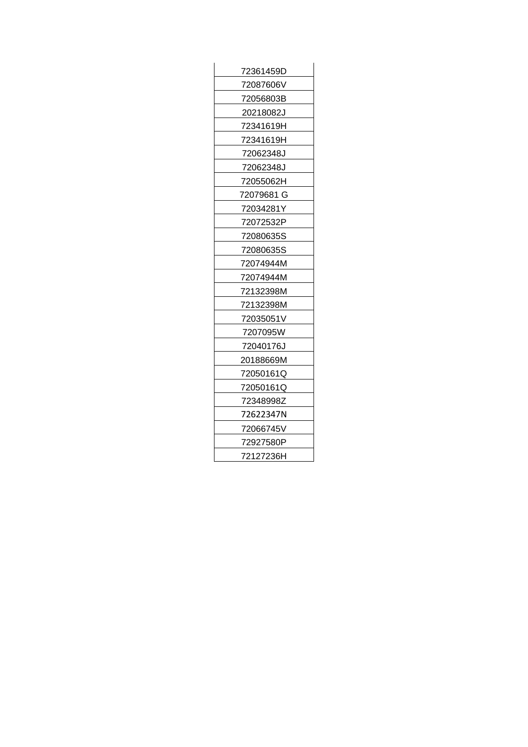| |
|---|
| 72361459D |
| 72087606V |
| 72056803B |
| 20218082J |
| 72341619H |
| 72341619H |
| 72062348J |
| 72062348J |
| 72055062H |
| 72079681 G |
| 72034281Y |
| 72072532P |
| 72080635S |
| 72080635S |
| 72074944M |
| 72074944M |
| 72132398M |
| 72132398M |
| 72035051V |
| 7207095W |
| 72040176J |
| 20188669M |
| 72050161Q |
| 72050161Q |
| 72348998Z |
| 72622347N |
| 72066745V |
| 72927580P |
| 72127236H |